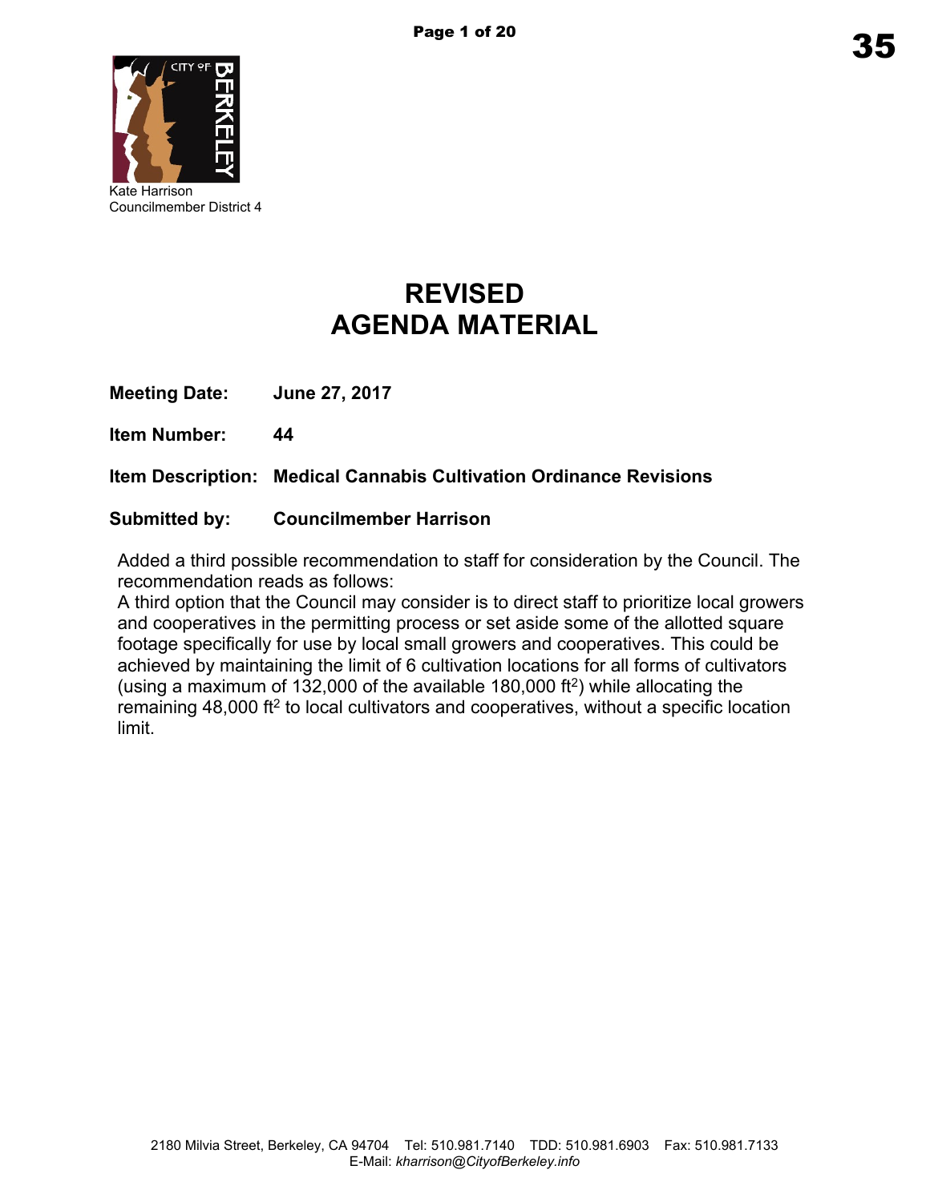Kate Harrison
Councilmember District 4

# REVISED AGENDA MATERIAL

**Meeting Date:** June 27, 2017

**Item Number:** 44

**Item Description:** Medical Cannabis Cultivation Ordinance Revisions

**Submitted by:** Councilmember Harrison

Added a third possible recommendation to staff for consideration by the Council. The recommendation reads as follows:

A third option that the Council may consider is to direct staff to prioritize local growers and cooperatives in the permitting process or set aside some of the allotted square footage specifically for use by local small growers and cooperatives. This could be achieved by maintaining the limit of 6 cultivation locations for all forms of cultivators (using a maximum of 132,000 of the available 180,000 $ft^2$) while allocating the remaining 48,000 $ft^2$ to local cultivators and cooperatives, without a specific location limit.

2180 Milvia Street, Berkeley, CA 94704 Tel: 510.981.7140 TDD: 510.981.6903 Fax: 510.981.7133
E-Mail: *kharrison@CityofBerkeley.info*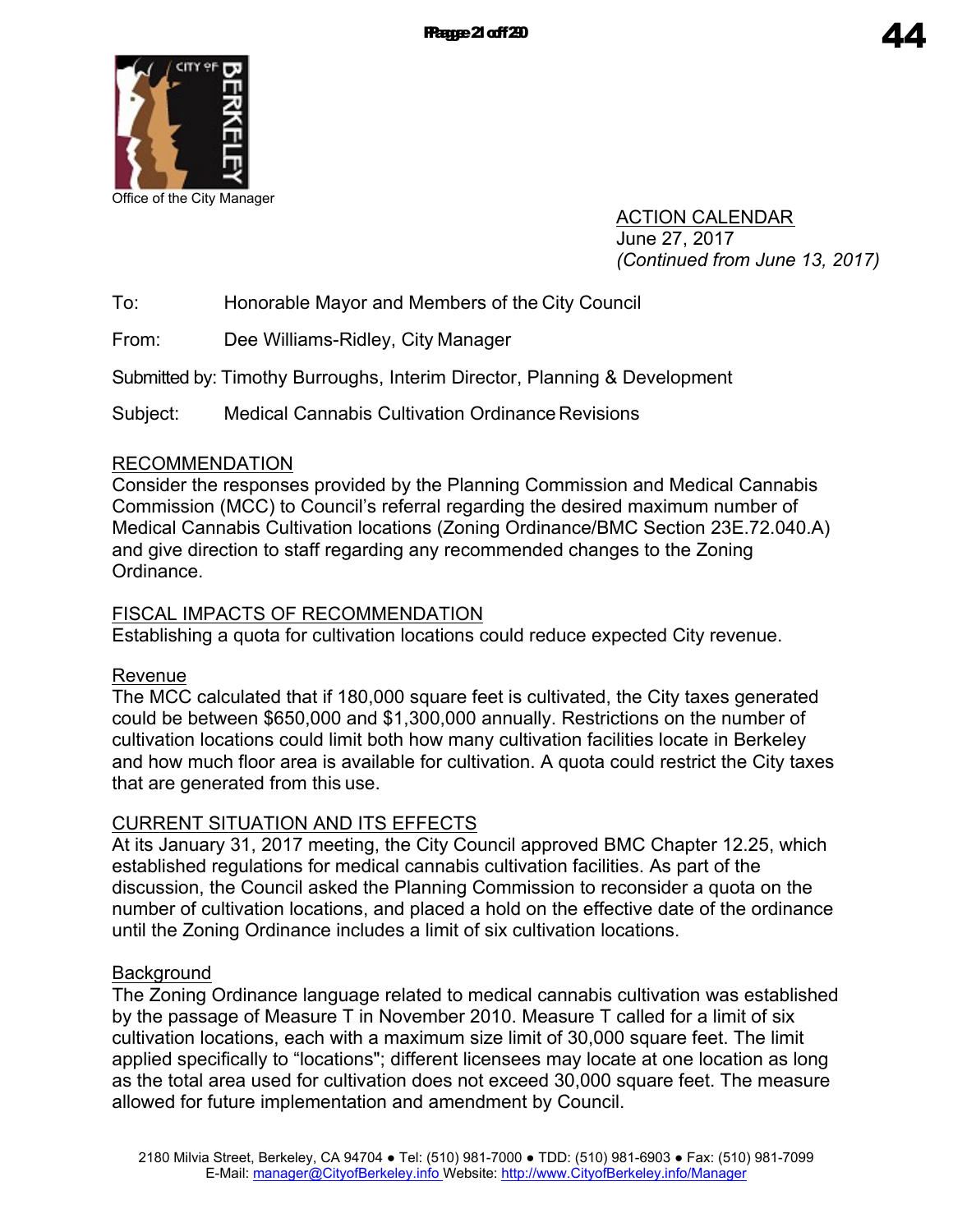Office of the City Manager

ACTION CALENDAR
June 27, 2017
*(Continued from June 13, 2017)*

To: Honorable Mayor and Members of the City Council

From: Dee Williams-Ridley, City Manager

Submitted by: Timothy Burroughs, Interim Director, Planning & Development

Subject: Medical Cannabis Cultivation Ordinance Revisions

## RECOMMENDATION

Consider the responses provided by the Planning Commission and Medical Cannabis Commission (MCC) to Council's referral regarding the desired maximum number of Medical Cannabis Cultivation locations (Zoning Ordinance/BMC Section 23E.72.040.A) and give direction to staff regarding any recommended changes to the Zoning Ordinance.

## FISCAL IMPACTS OF RECOMMENDATION

Establishing a quota for cultivation locations could reduce expected City revenue.

### Revenue

The MCC calculated that if 180,000 square feet is cultivated, the City taxes generated could be between $650,000 and $1,300,000 annually. Restrictions on the number of cultivation locations could limit both how many cultivation facilities locate in Berkeley and how much floor area is available for cultivation. A quota could restrict the City taxes that are generated from this use.

## CURRENT SITUATION AND ITS EFFECTS

At its January 31, 2017 meeting, the City Council approved BMC Chapter 12.25, which established regulations for medical cannabis cultivation facilities. As part of the discussion, the Council asked the Planning Commission to reconsider a quota on the number of cultivation locations, and placed a hold on the effective date of the ordinance until the Zoning Ordinance includes a limit of six cultivation locations.

### Background

The Zoning Ordinance language related to medical cannabis cultivation was established by the passage of Measure T in November 2010. Measure T called for a limit of six cultivation locations, each with a maximum size limit of 30,000 square feet. The limit applied specifically to "locations"; different licensees may locate at one location as long as the total area used for cultivation does not exceed 30,000 square feet. The measure allowed for future implementation and amendment by Council.

2180 Milvia Street, Berkeley, CA 94704 ● Tel: (510) 981-7000 ● TDD: (510) 981-6903 ● Fax: (510) 981-7099
E-Mail: manager@CityofBerkeley.info Website: http://www.CityofBerkeley.info/Manager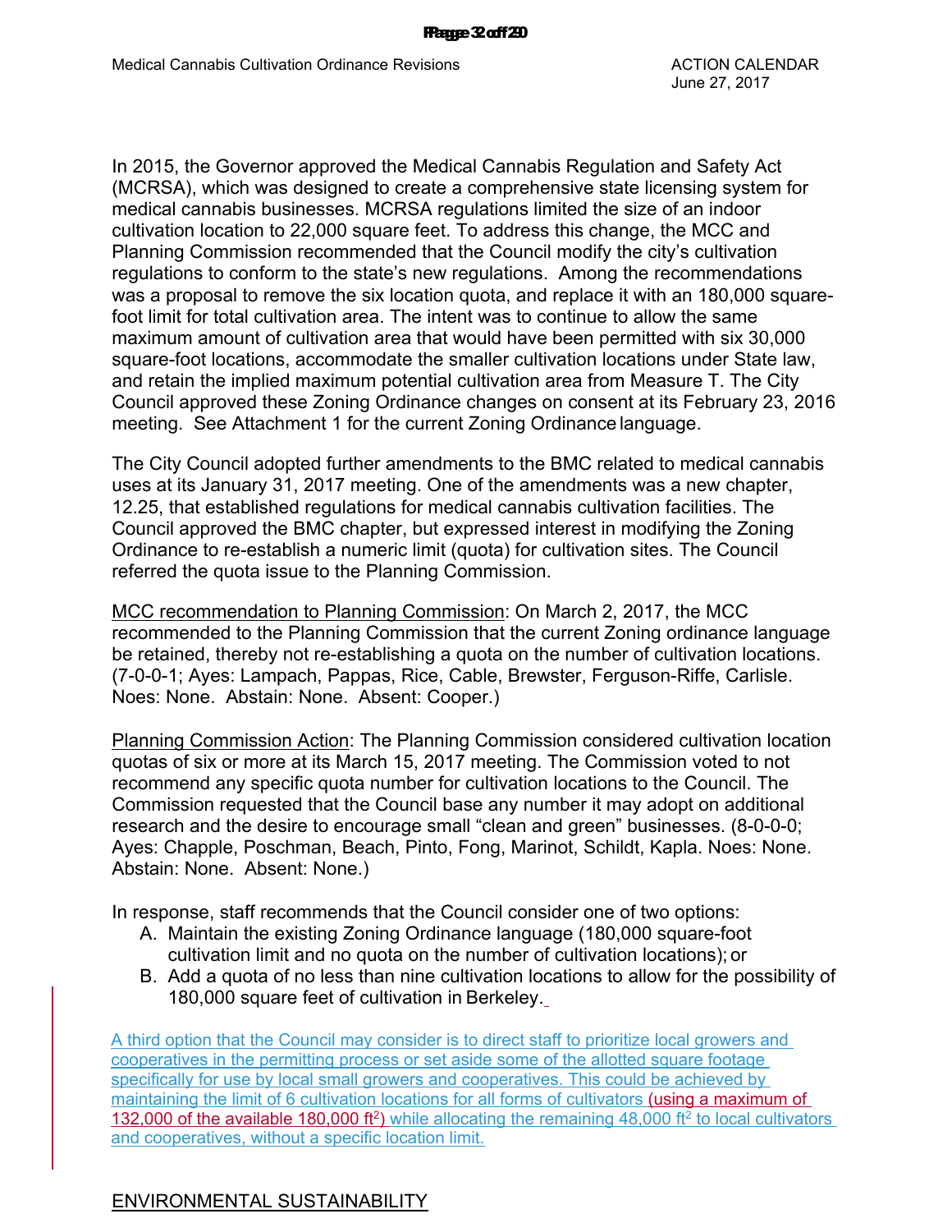In 2015, the Governor approved the Medical Cannabis Regulation and Safety Act (MCRSA), which was designed to create a comprehensive state licensing system for medical cannabis businesses. MCRSA regulations limited the size of an indoor cultivation location to 22,000 square feet. To address this change, the MCC and Planning Commission recommended that the Council modify the city's cultivation regulations to conform to the state's new regulations. Among the recommendations was a proposal to remove the six location quota, and replace it with an 180,000 square-foot limit for total cultivation area. The intent was to continue to allow the same maximum amount of cultivation area that would have been permitted with six 30,000 square-foot locations, accommodate the smaller cultivation locations under State law, and retain the implied maximum potential cultivation area from Measure T. The City Council approved these Zoning Ordinance changes on consent at its February 23, 2016 meeting. See Attachment 1 for the current Zoning Ordinance language.

The City Council adopted further amendments to the BMC related to medical cannabis uses at its January 31, 2017 meeting. One of the amendments was a new chapter, 12.25, that established regulations for medical cannabis cultivation facilities. The Council approved the BMC chapter, but expressed interest in modifying the Zoning Ordinance to re-establish a numeric limit (quota) for cultivation sites. The Council referred the quota issue to the Planning Commission.

MCC recommendation to Planning Commission: On March 2, 2017, the MCC recommended to the Planning Commission that the current Zoning ordinance language be retained, thereby not re-establishing a quota on the number of cultivation locations. (7-0-0-1; Ayes: Lampach, Pappas, Rice, Cable, Brewster, Ferguson-Riffe, Carlisle. Noes: None. Abstain: None. Absent: Cooper.)

Planning Commission Action: The Planning Commission considered cultivation location quotas of six or more at its March 15, 2017 meeting. The Commission voted to not recommend any specific quota number for cultivation locations to the Council. The Commission requested that the Council base any number it may adopt on additional research and the desire to encourage small "clean and green" businesses. (8-0-0-0; Ayes: Chapple, Poschman, Beach, Pinto, Fong, Marinot, Schildt, Kapla. Noes: None. Abstain: None. Absent: None.)

In response, staff recommends that the Council consider one of two options:

A. Maintain the existing Zoning Ordinance language (180,000 square-foot cultivation limit and no quota on the number of cultivation locations); or
B. Add a quota of no less than nine cultivation locations to allow for the possibility of 180,000 square feet of cultivation in Berkeley.

A third option that the Council may consider is to direct staff to prioritize local growers and cooperatives in the permitting process or set aside some of the allotted square footage specifically for use by local small growers and cooperatives. This could be achieved by maintaining the limit of 6 cultivation locations for all forms of cultivators (using a maximum of 132,000 of the available 180,000 $ft^2$) while allocating the remaining 48,000 $ft^2$ to local cultivators and cooperatives, without a specific location limit.

## ENVIRONMENTAL SUSTAINABILITY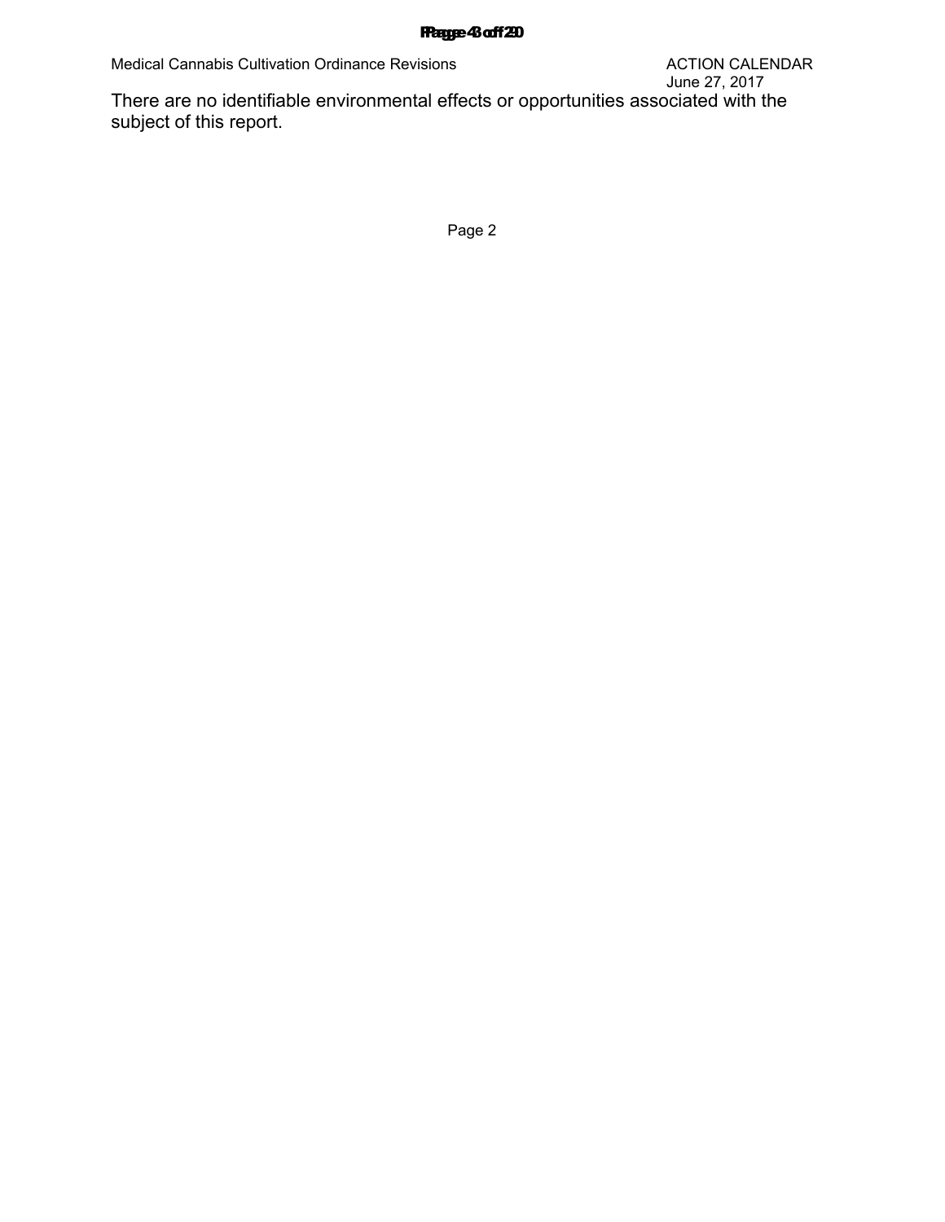There are no identifiable environmental effects or opportunities associated with the subject of this report.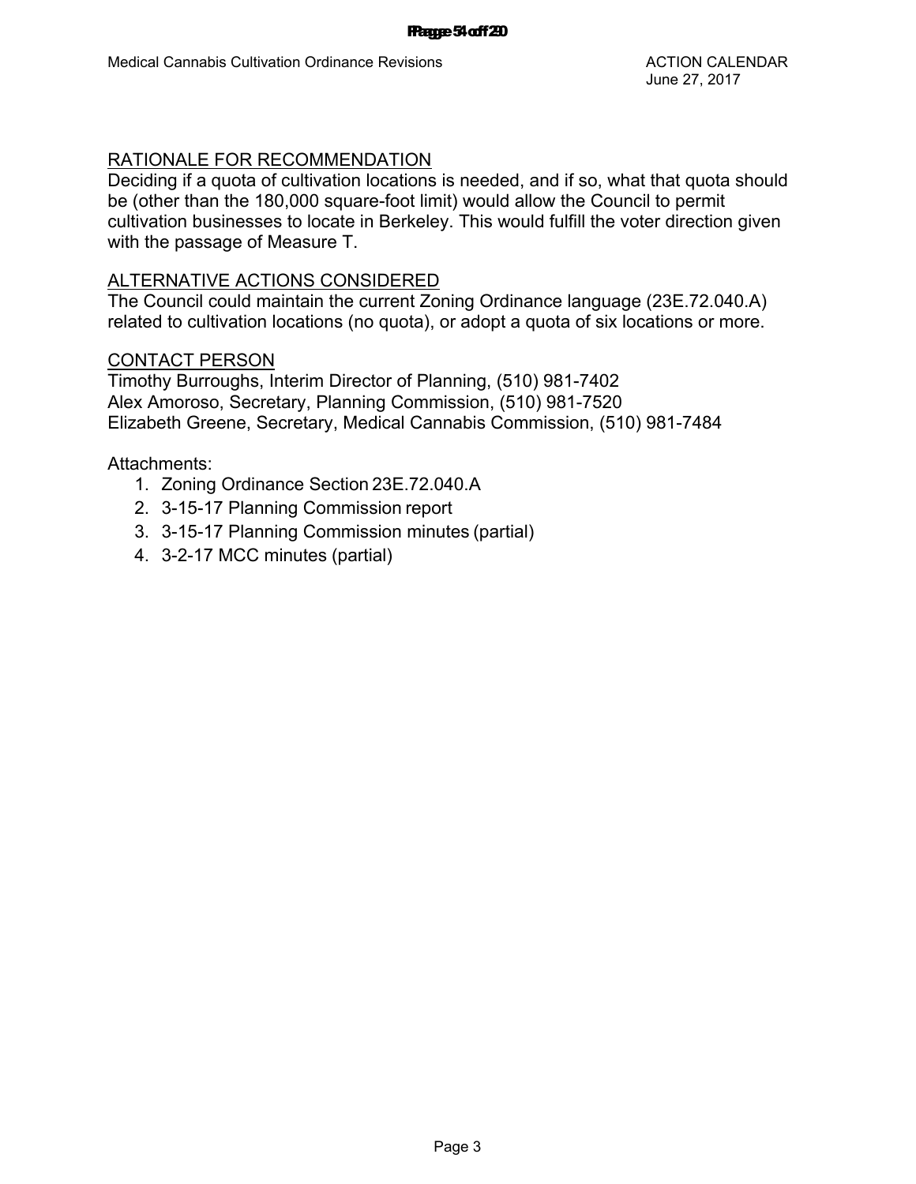## RATIONALE FOR RECOMMENDATION

Deciding if a quota of cultivation locations is needed, and if so, what that quota should be (other than the 180,000 square-foot limit) would allow the Council to permit cultivation businesses to locate in Berkeley. This would fulfill the voter direction given with the passage of Measure T.

## ALTERNATIVE ACTIONS CONSIDERED

The Council could maintain the current Zoning Ordinance language (23E.72.040.A) related to cultivation locations (no quota), or adopt a quota of six locations or more.

## CONTACT PERSON

Timothy Burroughs, Interim Director of Planning, (510) 981-7402
Alex Amoroso, Secretary, Planning Commission, (510) 981-7520
Elizabeth Greene, Secretary, Medical Cannabis Commission, (510) 981-7484

Attachments:

1. Zoning Ordinance Section 23E.72.040.A
2. 3-15-17 Planning Commission report
3. 3-15-17 Planning Commission minutes (partial)
4. 3-2-17 MCC minutes (partial)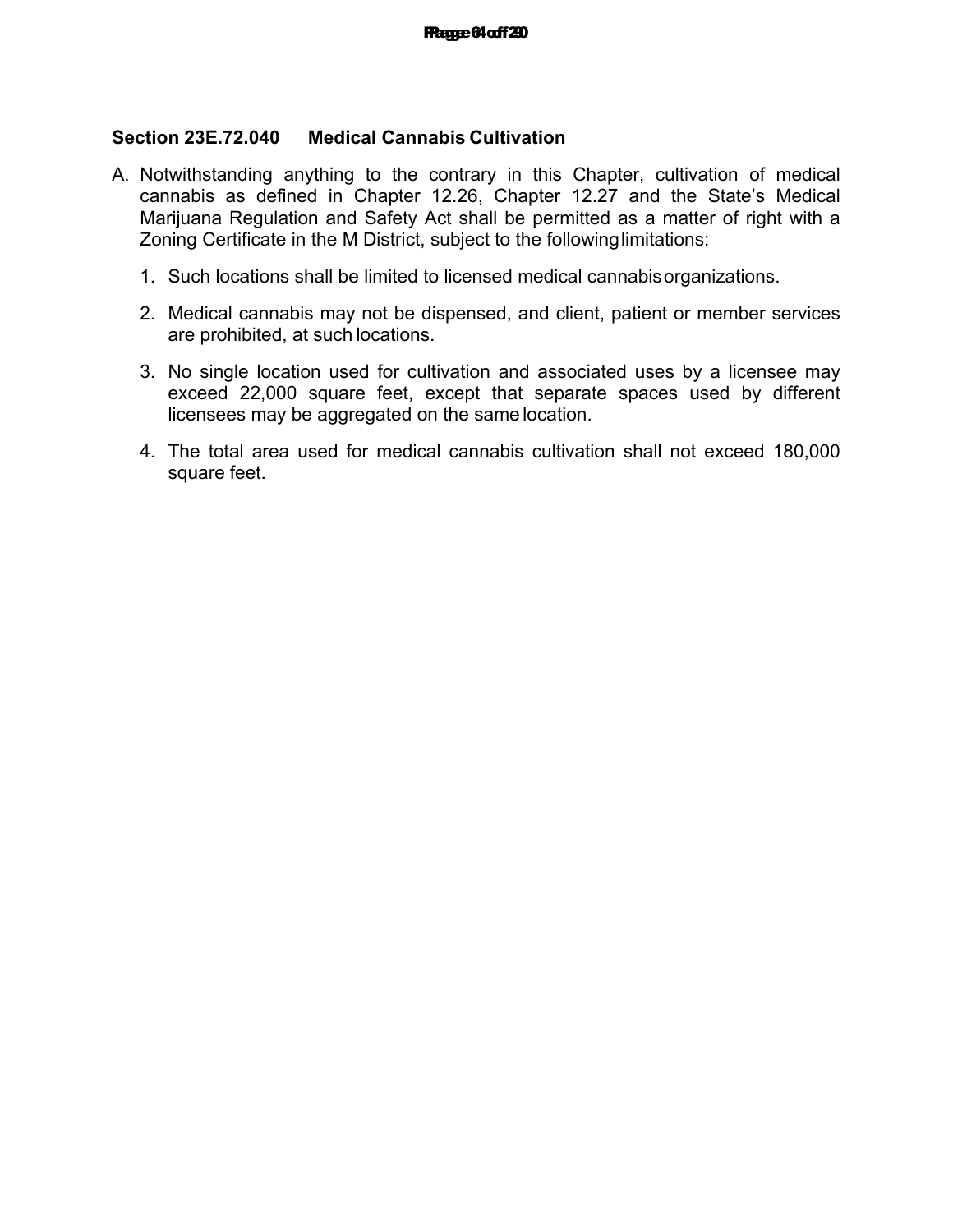### Section 23E.72.040 Medical Cannabis Cultivation

A. Notwithstanding anything to the contrary in this Chapter, cultivation of medical cannabis as defined in Chapter 12.26, Chapter 12.27 and the State's Medical Marijuana Regulation and Safety Act shall be permitted as a matter of right with a Zoning Certificate in the M District, subject to the following limitations:

1. Such locations shall be limited to licensed medical cannabis organizations.

2. Medical cannabis may not be dispensed, and client, patient or member services are prohibited, at such locations.

3. No single location used for cultivation and associated uses by a licensee may exceed 22,000 square feet, except that separate spaces used by different licensees may be aggregated on the same location.

4. The total area used for medical cannabis cultivation shall not exceed 180,000 square feet.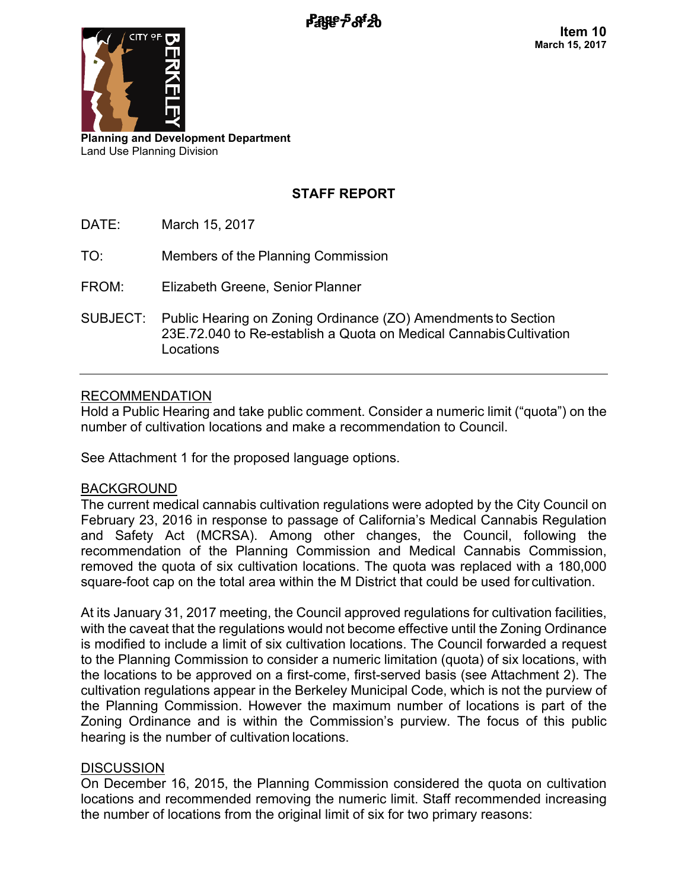Item 10
March 15, 2017

**Planning and Development Department**
Land Use Planning Division

## STAFF REPORT

DATE: March 15, 2017

TO: Members of the Planning Commission

FROM: Elizabeth Greene, Senior Planner

SUBJECT: Public Hearing on Zoning Ordinance (ZO) Amendments to Section 23E.72.040 to Re-establish a Quota on Medical Cannabis Cultivation Locations

---

### RECOMMENDATION

Hold a Public Hearing and take public comment. Consider a numeric limit ("quota") on the number of cultivation locations and make a recommendation to Council.

See Attachment 1 for the proposed language options.

### BACKGROUND

The current medical cannabis cultivation regulations were adopted by the City Council on February 23, 2016 in response to passage of California's Medical Cannabis Regulation and Safety Act (MCRSA). Among other changes, the Council, following the recommendation of the Planning Commission and Medical Cannabis Commission, removed the quota of six cultivation locations. The quota was replaced with a 180,000 square-foot cap on the total area within the M District that could be used for cultivation.

At its January 31, 2017 meeting, the Council approved regulations for cultivation facilities, with the caveat that the regulations would not become effective until the Zoning Ordinance is modified to include a limit of six cultivation locations. The Council forwarded a request to the Planning Commission to consider a numeric limitation (quota) of six locations, with the locations to be approved on a first-come, first-served basis (see Attachment 2). The cultivation regulations appear in the Berkeley Municipal Code, which is not the purview of the Planning Commission. However the maximum number of locations is part of the Zoning Ordinance and is within the Commission's purview. The focus of this public hearing is the number of cultivation locations.

### DISCUSSION

On December 16, 2015, the Planning Commission considered the quota on cultivation locations and recommended removing the numeric limit. Staff recommended increasing the number of locations from the original limit of six for two primary reasons: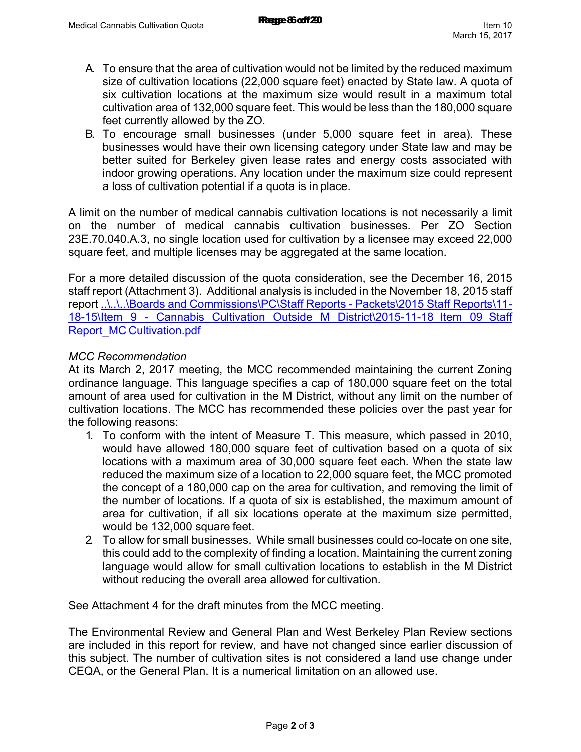A. To ensure that the area of cultivation would not be limited by the reduced maximum size of cultivation locations (22,000 square feet) enacted by State law. A quota of six cultivation locations at the maximum size would result in a maximum total cultivation area of 132,000 square feet. This would be less than the 180,000 square feet currently allowed by the ZO.
B. To encourage small businesses (under 5,000 square feet in area). These businesses would have their own licensing category under State law and may be better suited for Berkeley given lease rates and energy costs associated with indoor growing operations. Any location under the maximum size could represent a loss of cultivation potential if a quota is in place.

A limit on the number of medical cannabis cultivation locations is not necessarily a limit on the number of medical cannabis cultivation businesses. Per ZO Section 23E.70.040.A.3, no single location used for cultivation by a licensee may exceed 22,000 square feet, and multiple licenses may be aggregated at the same location.

For a more detailed discussion of the quota consideration, see the December 16, 2015 staff report (Attachment 3). Additional analysis is included in the November 18, 2015 staff report ..\..\..\Boards and Commissions\PC\Staff Reports - Packets\2015 Staff Reports\11-18-15\Item 9 - Cannabis Cultivation Outside M District\2015-11-18 Item 09 Staff Report_MC Cultivation.pdf

*MCC Recommendation*

At its March 2, 2017 meeting, the MCC recommended maintaining the current Zoning ordinance language. This language specifies a cap of 180,000 square feet on the total amount of area used for cultivation in the M District, without any limit on the number of cultivation locations. The MCC has recommended these policies over the past year for the following reasons:

1. To conform with the intent of Measure T. This measure, which passed in 2010, would have allowed 180,000 square feet of cultivation based on a quota of six locations with a maximum area of 30,000 square feet each. When the state law reduced the maximum size of a location to 22,000 square feet, the MCC promoted the concept of a 180,000 cap on the area for cultivation, and removing the limit of the number of locations. If a quota of six is established, the maximum amount of area for cultivation, if all six locations operate at the maximum size permitted, would be 132,000 square feet.
2. To allow for small businesses. While small businesses could co-locate on one site, this could add to the complexity of finding a location. Maintaining the current zoning language would allow for small cultivation locations to establish in the M District without reducing the overall area allowed for cultivation.

See Attachment 4 for the draft minutes from the MCC meeting.

The Environmental Review and General Plan and West Berkeley Plan Review sections are included in this report for review, and have not changed since earlier discussion of this subject. The number of cultivation sites is not considered a land use change under CEQA, or the General Plan. It is a numerical limitation on an allowed use.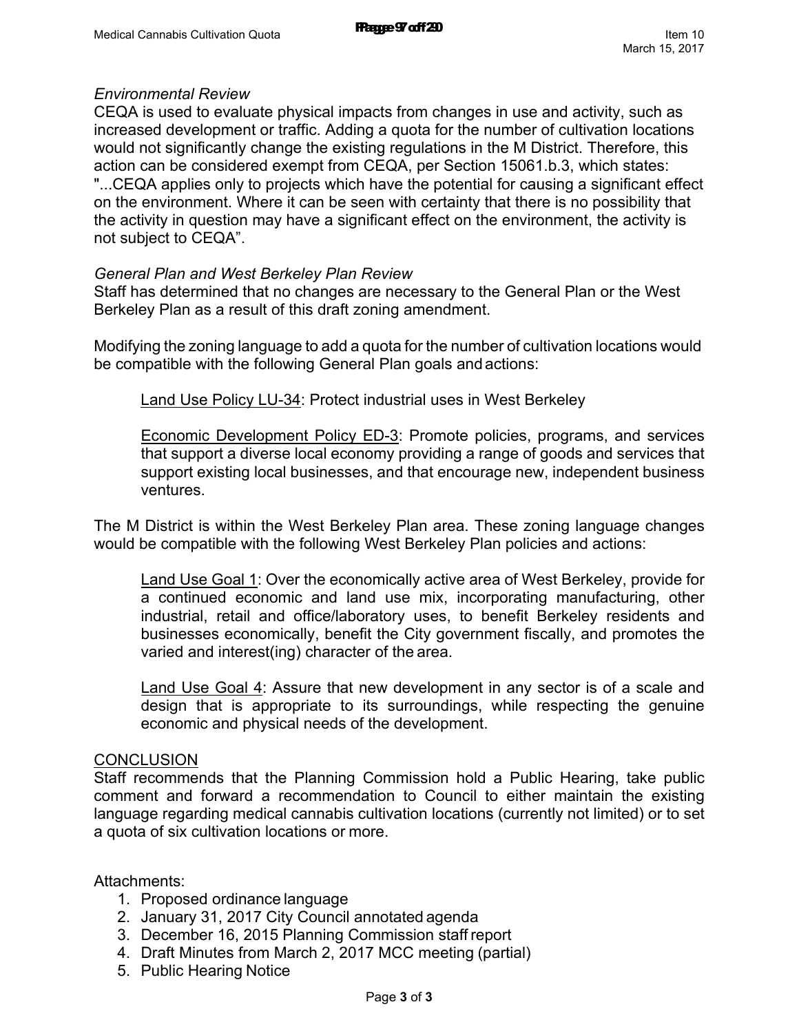*Environmental Review*

CEQA is used to evaluate physical impacts from changes in use and activity, such as increased development or traffic. Adding a quota for the number of cultivation locations would not significantly change the existing regulations in the M District. Therefore, this action can be considered exempt from CEQA, per Section 15061.b.3, which states: "...CEQA applies only to projects which have the potential for causing a significant effect on the environment. Where it can be seen with certainty that there is no possibility that the activity in question may have a significant effect on the environment, the activity is not subject to CEQA".

*General Plan and West Berkeley Plan Review*

Staff has determined that no changes are necessary to the General Plan or the West Berkeley Plan as a result of this draft zoning amendment.

Modifying the zoning language to add a quota for the number of cultivation locations would be compatible with the following General Plan goals and actions:

> <u>Land Use Policy LU-34</u>: Protect industrial uses in West Berkeley
>
> <u>Economic Development Policy ED-3</u>: Promote policies, programs, and services that support a diverse local economy providing a range of goods and services that support existing local businesses, and that encourage new, independent business ventures.

The M District is within the West Berkeley Plan area. These zoning language changes would be compatible with the following West Berkeley Plan policies and actions:

> <u>Land Use Goal 1</u>: Over the economically active area of West Berkeley, provide for a continued economic and land use mix, incorporating manufacturing, other industrial, retail and office/laboratory uses, to benefit Berkeley residents and businesses economically, benefit the City government fiscally, and promotes the varied and interest(ing) character of the area.
>
> <u>Land Use Goal 4</u>: Assure that new development in any sector is of a scale and design that is appropriate to its surroundings, while respecting the genuine economic and physical needs of the development.

## <u>CONCLUSION</u>

Staff recommends that the Planning Commission hold a Public Hearing, take public comment and forward a recommendation to Council to either maintain the existing language regarding medical cannabis cultivation locations (currently not limited) or to set a quota of six cultivation locations or more.

Attachments:

1. Proposed ordinance language
2. January 31, 2017 City Council annotated agenda
3. December 16, 2015 Planning Commission staff report
4. Draft Minutes from March 2, 2017 MCC meeting (partial)
5. Public Hearing Notice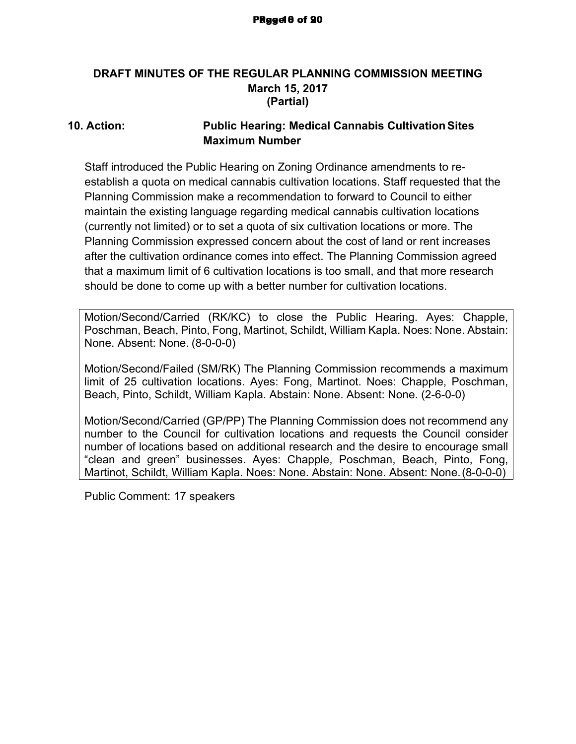# DRAFT MINUTES OF THE REGULAR PLANNING COMMISSION MEETING
## March 15, 2017
## (Partial)

**10. Action: Public Hearing: Medical Cannabis Cultivation Sites Maximum Number**

Staff introduced the Public Hearing on Zoning Ordinance amendments to re-establish a quota on medical cannabis cultivation locations. Staff requested that the Planning Commission make a recommendation to forward to Council to either maintain the existing language regarding medical cannabis cultivation locations (currently not limited) or to set a quota of six cultivation locations or more. The Planning Commission expressed concern about the cost of land or rent increases after the cultivation ordinance comes into effect. The Planning Commission agreed that a maximum limit of 6 cultivation locations is too small, and that more research should be done to come up with a better number for cultivation locations.

Motion/Second/Carried (RK/KC) to close the Public Hearing. Ayes: Chapple, Poschman, Beach, Pinto, Fong, Martinot, Schildt, William Kapla. Noes: None. Abstain: None. Absent: None. (8-0-0-0)

Motion/Second/Failed (SM/RK) The Planning Commission recommends a maximum limit of 25 cultivation locations. Ayes: Fong, Martinot. Noes: Chapple, Poschman, Beach, Pinto, Schildt, William Kapla. Abstain: None. Absent: None. (2-6-0-0)

Motion/Second/Carried (GP/PP) The Planning Commission does not recommend any number to the Council for cultivation locations and requests the Council consider number of locations based on additional research and the desire to encourage small "clean and green" businesses. Ayes: Chapple, Poschman, Beach, Pinto, Fong, Martinot, Schildt, William Kapla. Noes: None. Abstain: None. Absent: None. (8-0-0-0)

Public Comment: 17 speakers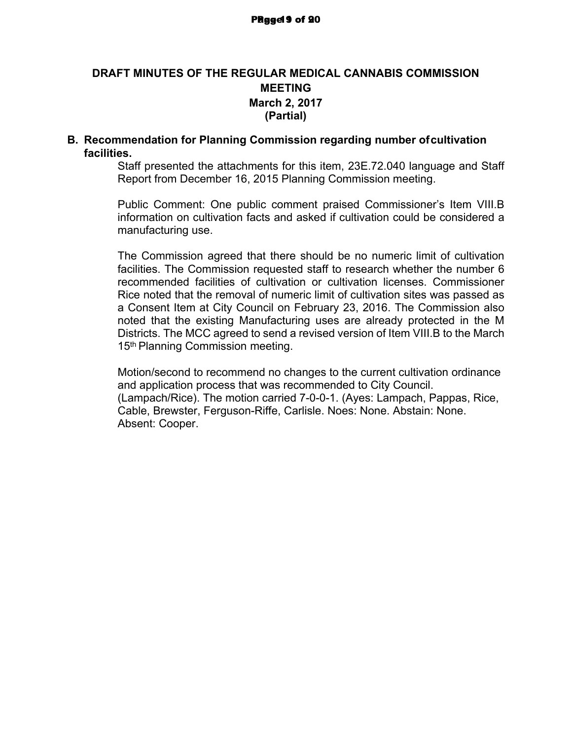# DRAFT MINUTES OF THE REGULAR MEDICAL CANNABIS COMMISSION MEETING

## March 2, 2017
## (Partial)

**B. Recommendation for Planning Commission regarding number of cultivation facilities.**

Staff presented the attachments for this item, 23E.72.040 language and Staff Report from December 16, 2015 Planning Commission meeting.

Public Comment: One public comment praised Commissioner's Item VIII.B information on cultivation facts and asked if cultivation could be considered a manufacturing use.

The Commission agreed that there should be no numeric limit of cultivation facilities. The Commission requested staff to research whether the number 6 recommended facilities of cultivation or cultivation licenses. Commissioner Rice noted that the removal of numeric limit of cultivation sites was passed as a Consent Item at City Council on February 23, 2016. The Commission also noted that the existing Manufacturing uses are already protected in the M Districts. The MCC agreed to send a revised version of Item VIII.B to the March 15th Planning Commission meeting.

Motion/second to recommend no changes to the current cultivation ordinance and application process that was recommended to City Council. (Lampach/Rice). The motion carried 7-0-0-1. (Ayes: Lampach, Pappas, Rice, Cable, Brewster, Ferguson-Riffe, Carlisle. Noes: None. Abstain: None. Absent: Cooper.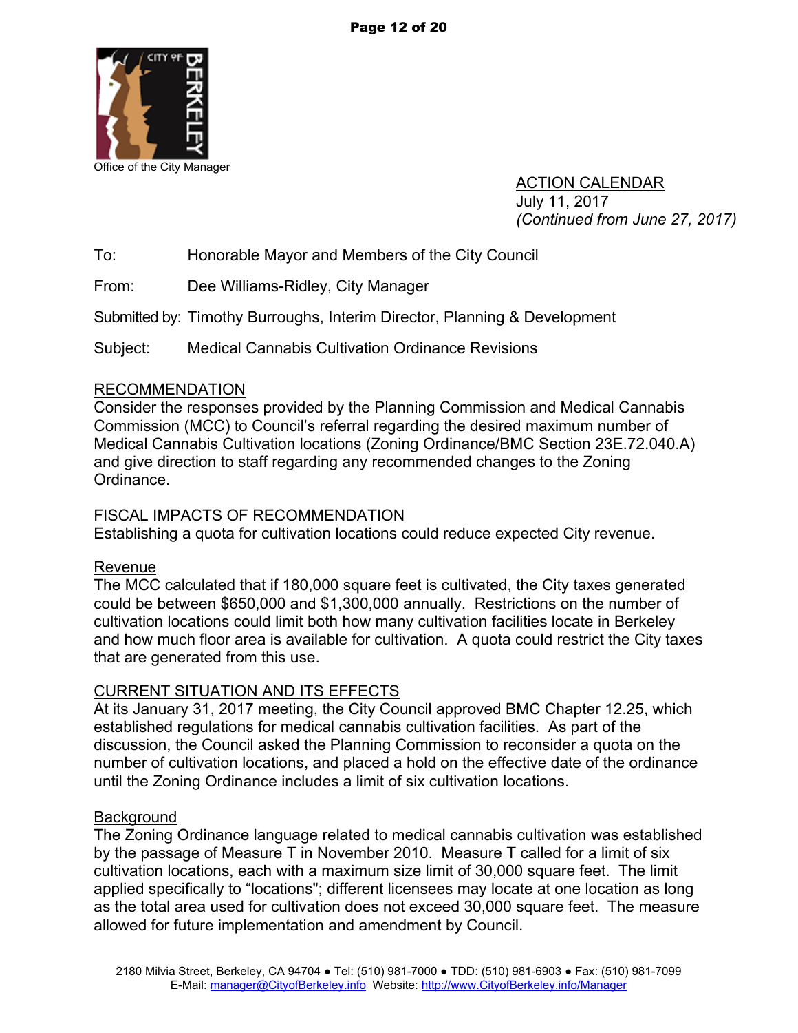Office of the City Manager

ACTION CALENDAR
July 11, 2017
*(Continued from June 27, 2017)*

To: Honorable Mayor and Members of the City Council

From: Dee Williams-Ridley, City Manager

Submitted by: Timothy Burroughs, Interim Director, Planning & Development

Subject: Medical Cannabis Cultivation Ordinance Revisions

## RECOMMENDATION

Consider the responses provided by the Planning Commission and Medical Cannabis Commission (MCC) to Council's referral regarding the desired maximum number of Medical Cannabis Cultivation locations (Zoning Ordinance/BMC Section 23E.72.040.A) and give direction to staff regarding any recommended changes to the Zoning Ordinance.

## FISCAL IMPACTS OF RECOMMENDATION

Establishing a quota for cultivation locations could reduce expected City revenue.

### Revenue

The MCC calculated that if 180,000 square feet is cultivated, the City taxes generated could be between $650,000 and $1,300,000 annually. Restrictions on the number of cultivation locations could limit both how many cultivation facilities locate in Berkeley and how much floor area is available for cultivation. A quota could restrict the City taxes that are generated from this use.

## CURRENT SITUATION AND ITS EFFECTS

At its January 31, 2017 meeting, the City Council approved BMC Chapter 12.25, which established regulations for medical cannabis cultivation facilities. As part of the discussion, the Council asked the Planning Commission to reconsider a quota on the number of cultivation locations, and placed a hold on the effective date of the ordinance until the Zoning Ordinance includes a limit of six cultivation locations.

### Background

The Zoning Ordinance language related to medical cannabis cultivation was established by the passage of Measure T in November 2010. Measure T called for a limit of six cultivation locations, each with a maximum size limit of 30,000 square feet. The limit applied specifically to "locations"; different licensees may locate at one location as long as the total area used for cultivation does not exceed 30,000 square feet. The measure allowed for future implementation and amendment by Council.

2180 Milvia Street, Berkeley, CA 94704 ● Tel: (510) 981-7000 ● TDD: (510) 981-6903 ● Fax: (510) 981-7099
E-Mail: manager@CityofBerkeley.info Website: http://www.CityofBerkeley.info/Manager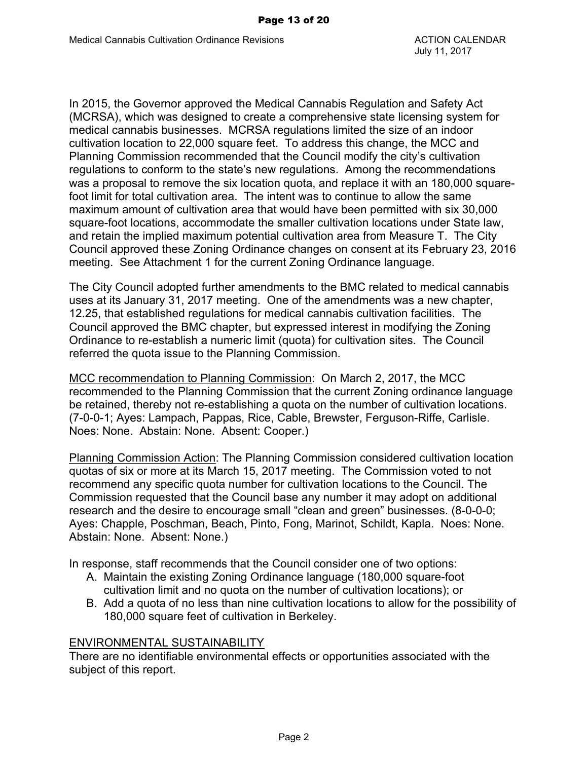In 2015, the Governor approved the Medical Cannabis Regulation and Safety Act (MCRSA), which was designed to create a comprehensive state licensing system for medical cannabis businesses. MCRSA regulations limited the size of an indoor cultivation location to 22,000 square feet. To address this change, the MCC and Planning Commission recommended that the Council modify the city's cultivation regulations to conform to the state's new regulations. Among the recommendations was a proposal to remove the six location quota, and replace it with an 180,000 square-foot limit for total cultivation area. The intent was to continue to allow the same maximum amount of cultivation area that would have been permitted with six 30,000 square-foot locations, accommodate the smaller cultivation locations under State law, and retain the implied maximum potential cultivation area from Measure T. The City Council approved these Zoning Ordinance changes on consent at its February 23, 2016 meeting. See Attachment 1 for the current Zoning Ordinance language.

The City Council adopted further amendments to the BMC related to medical cannabis uses at its January 31, 2017 meeting. One of the amendments was a new chapter, 12.25, that established regulations for medical cannabis cultivation facilities. The Council approved the BMC chapter, but expressed interest in modifying the Zoning Ordinance to re-establish a numeric limit (quota) for cultivation sites. The Council referred the quota issue to the Planning Commission.

<u>MCC recommendation to Planning Commission</u>: On March 2, 2017, the MCC recommended to the Planning Commission that the current Zoning ordinance language be retained, thereby not re-establishing a quota on the number of cultivation locations. (7-0-0-1; Ayes: Lampach, Pappas, Rice, Cable, Brewster, Ferguson-Riffe, Carlisle. Noes: None. Abstain: None. Absent: Cooper.)

<u>Planning Commission Action</u>: The Planning Commission considered cultivation location quotas of six or more at its March 15, 2017 meeting. The Commission voted to not recommend any specific quota number for cultivation locations to the Council. The Commission requested that the Council base any number it may adopt on additional research and the desire to encourage small "clean and green" businesses. (8-0-0-0; Ayes: Chapple, Poschman, Beach, Pinto, Fong, Marinot, Schildt, Kapla. Noes: None. Abstain: None. Absent: None.)

In response, staff recommends that the Council consider one of two options:

A. Maintain the existing Zoning Ordinance language (180,000 square-foot cultivation limit and no quota on the number of cultivation locations); or
B. Add a quota of no less than nine cultivation locations to allow for the possibility of 180,000 square feet of cultivation in Berkeley.

## ENVIRONMENTAL SUSTAINABILITY

There are no identifiable environmental effects or opportunities associated with the subject of this report.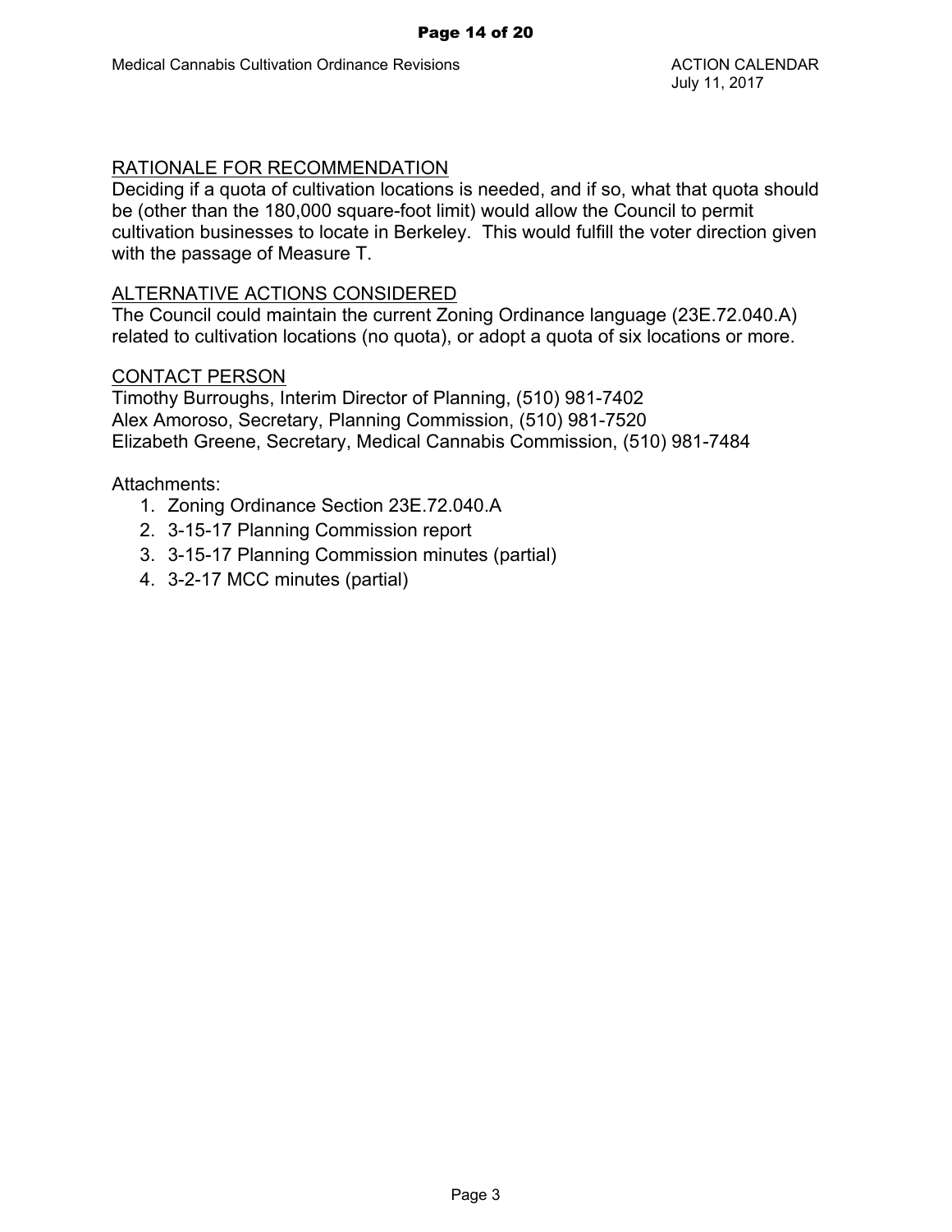## RATIONALE FOR RECOMMENDATION

Deciding if a quota of cultivation locations is needed, and if so, what that quota should be (other than the 180,000 square-foot limit) would allow the Council to permit cultivation businesses to locate in Berkeley. This would fulfill the voter direction given with the passage of Measure T.

## ALTERNATIVE ACTIONS CONSIDERED

The Council could maintain the current Zoning Ordinance language (23E.72.040.A) related to cultivation locations (no quota), or adopt a quota of six locations or more.

## CONTACT PERSON

Timothy Burroughs, Interim Director of Planning, (510) 981-7402
Alex Amoroso, Secretary, Planning Commission, (510) 981-7520
Elizabeth Greene, Secretary, Medical Cannabis Commission, (510) 981-7484

Attachments:

1. Zoning Ordinance Section 23E.72.040.A
2. 3-15-17 Planning Commission report
3. 3-15-17 Planning Commission minutes (partial)
4. 3-2-17 MCC minutes (partial)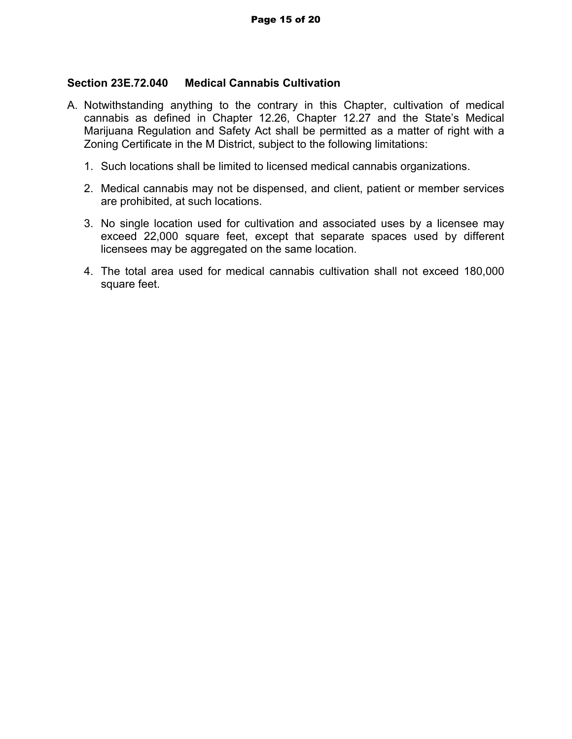### Section 23E.72.040 Medical Cannabis Cultivation

A. Notwithstanding anything to the contrary in this Chapter, cultivation of medical cannabis as defined in Chapter 12.26, Chapter 12.27 and the State's Medical Marijuana Regulation and Safety Act shall be permitted as a matter of right with a Zoning Certificate in the M District, subject to the following limitations:

   1. Such locations shall be limited to licensed medical cannabis organizations.

   2. Medical cannabis may not be dispensed, and client, patient or member services are prohibited, at such locations.

   3. No single location used for cultivation and associated uses by a licensee may exceed 22,000 square feet, except that separate spaces used by different licensees may be aggregated on the same location.

   4. The total area used for medical cannabis cultivation shall not exceed 180,000 square feet.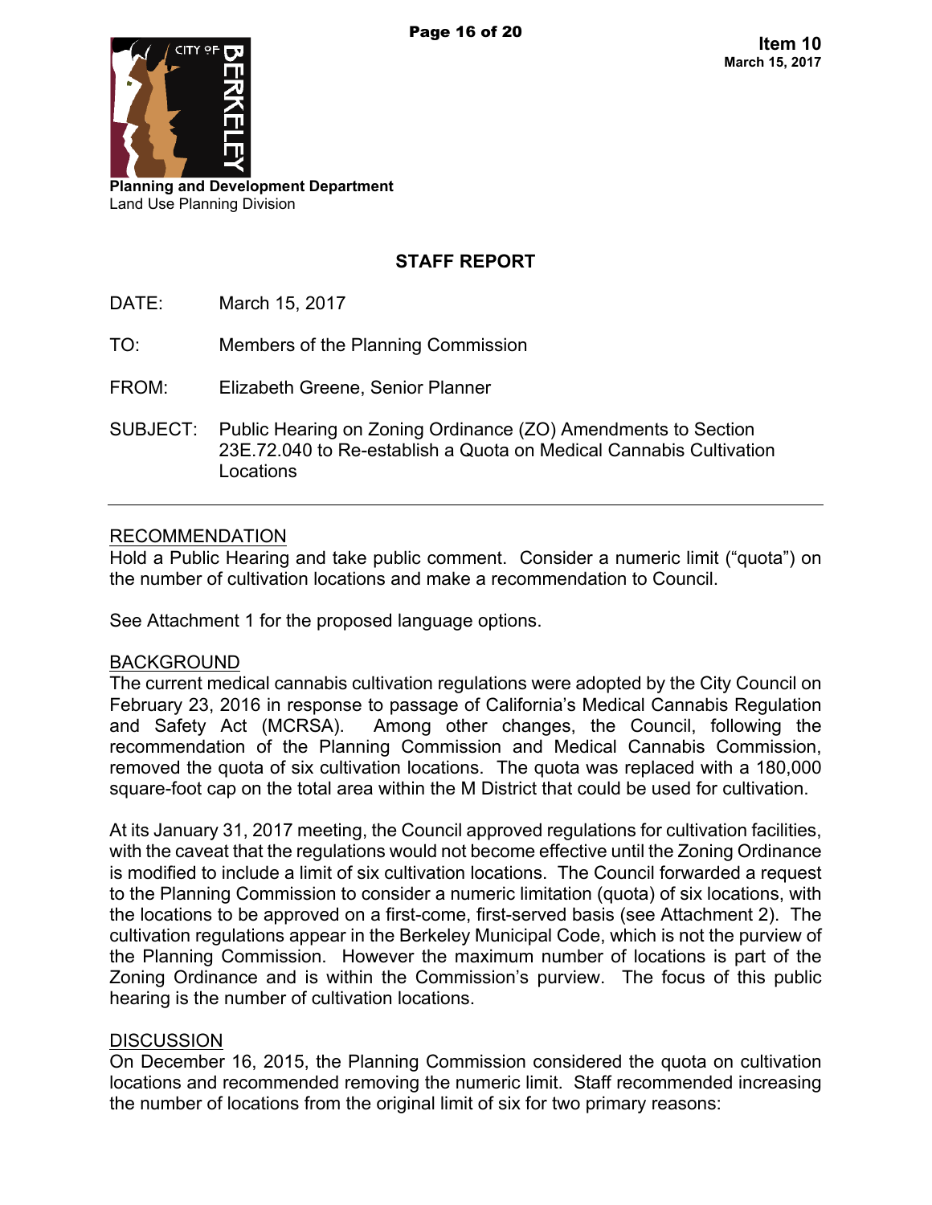**Item 10**
**March 15, 2017**

**Planning and Development Department**
Land Use Planning Division

## STAFF REPORT

DATE: March 15, 2017

TO: Members of the Planning Commission

FROM: Elizabeth Greene, Senior Planner

SUBJECT: Public Hearing on Zoning Ordinance (ZO) Amendments to Section 23E.72.040 to Re-establish a Quota on Medical Cannabis Cultivation Locations

---

### RECOMMENDATION

Hold a Public Hearing and take public comment. Consider a numeric limit ("quota") on the number of cultivation locations and make a recommendation to Council.

See Attachment 1 for the proposed language options.

### BACKGROUND

The current medical cannabis cultivation regulations were adopted by the City Council on February 23, 2016 in response to passage of California's Medical Cannabis Regulation and Safety Act (MCRSA). Among other changes, the Council, following the recommendation of the Planning Commission and Medical Cannabis Commission, removed the quota of six cultivation locations. The quota was replaced with a 180,000 square-foot cap on the total area within the M District that could be used for cultivation.

At its January 31, 2017 meeting, the Council approved regulations for cultivation facilities, with the caveat that the regulations would not become effective until the Zoning Ordinance is modified to include a limit of six cultivation locations. The Council forwarded a request to the Planning Commission to consider a numeric limitation (quota) of six locations, with the locations to be approved on a first-come, first-served basis (see Attachment 2). The cultivation regulations appear in the Berkeley Municipal Code, which is not the purview of the Planning Commission. However the maximum number of locations is part of the Zoning Ordinance and is within the Commission's purview. The focus of this public hearing is the number of cultivation locations.

### DISCUSSION

On December 16, 2015, the Planning Commission considered the quota on cultivation locations and recommended removing the numeric limit. Staff recommended increasing the number of locations from the original limit of six for two primary reasons: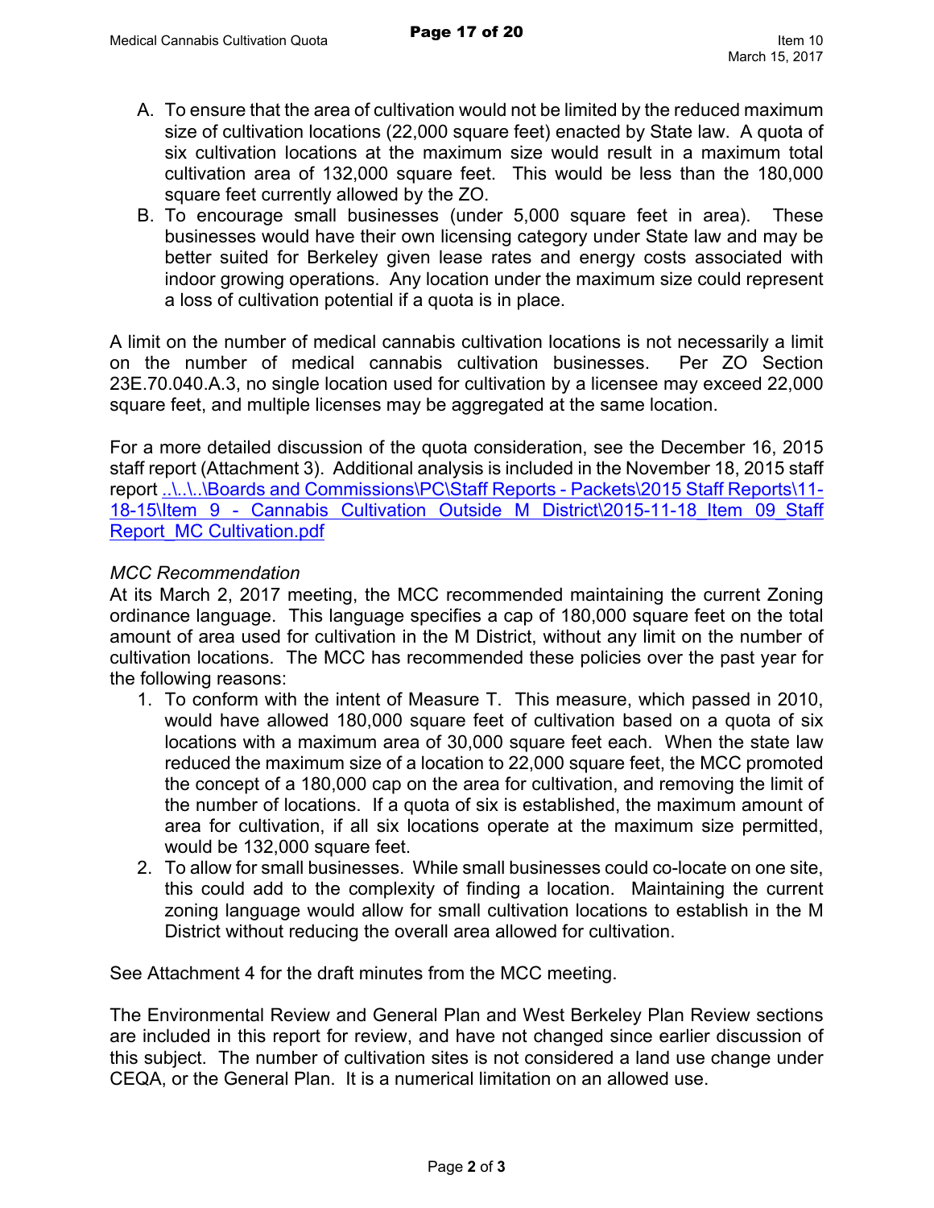A. To ensure that the area of cultivation would not be limited by the reduced maximum size of cultivation locations (22,000 square feet) enacted by State law. A quota of six cultivation locations at the maximum size would result in a maximum total cultivation area of 132,000 square feet. This would be less than the 180,000 square feet currently allowed by the ZO.

B. To encourage small businesses (under 5,000 square feet in area). These businesses would have their own licensing category under State law and may be better suited for Berkeley given lease rates and energy costs associated with indoor growing operations. Any location under the maximum size could represent a loss of cultivation potential if a quota is in place.

A limit on the number of medical cannabis cultivation locations is not necessarily a limit on the number of medical cannabis cultivation businesses. Per ZO Section 23E.70.040.A.3, no single location used for cultivation by a licensee may exceed 22,000 square feet, and multiple licenses may be aggregated at the same location.

For a more detailed discussion of the quota consideration, see the December 16, 2015 staff report (Attachment 3). Additional analysis is included in the November 18, 2015 staff report ..\..\..\Boards and Commissions\PC\Staff Reports - Packets\2015 Staff Reports\11-18-15\Item 9 - Cannabis Cultivation Outside M District\2015-11-18_Item 09_Staff Report_MC Cultivation.pdf

*MCC Recommendation*

At its March 2, 2017 meeting, the MCC recommended maintaining the current Zoning ordinance language. This language specifies a cap of 180,000 square feet on the total amount of area used for cultivation in the M District, without any limit on the number of cultivation locations. The MCC has recommended these policies over the past year for the following reasons:

1. To conform with the intent of Measure T. This measure, which passed in 2010, would have allowed 180,000 square feet of cultivation based on a quota of six locations with a maximum area of 30,000 square feet each. When the state law reduced the maximum size of a location to 22,000 square feet, the MCC promoted the concept of a 180,000 cap on the area for cultivation, and removing the limit of the number of locations. If a quota of six is established, the maximum amount of area for cultivation, if all six locations operate at the maximum size permitted, would be 132,000 square feet.
2. To allow for small businesses. While small businesses could co-locate on one site, this could add to the complexity of finding a location. Maintaining the current zoning language would allow for small cultivation locations to establish in the M District without reducing the overall area allowed for cultivation.

See Attachment 4 for the draft minutes from the MCC meeting.

The Environmental Review and General Plan and West Berkeley Plan Review sections are included in this report for review, and have not changed since earlier discussion of this subject. The number of cultivation sites is not considered a land use change under CEQA, or the General Plan. It is a numerical limitation on an allowed use.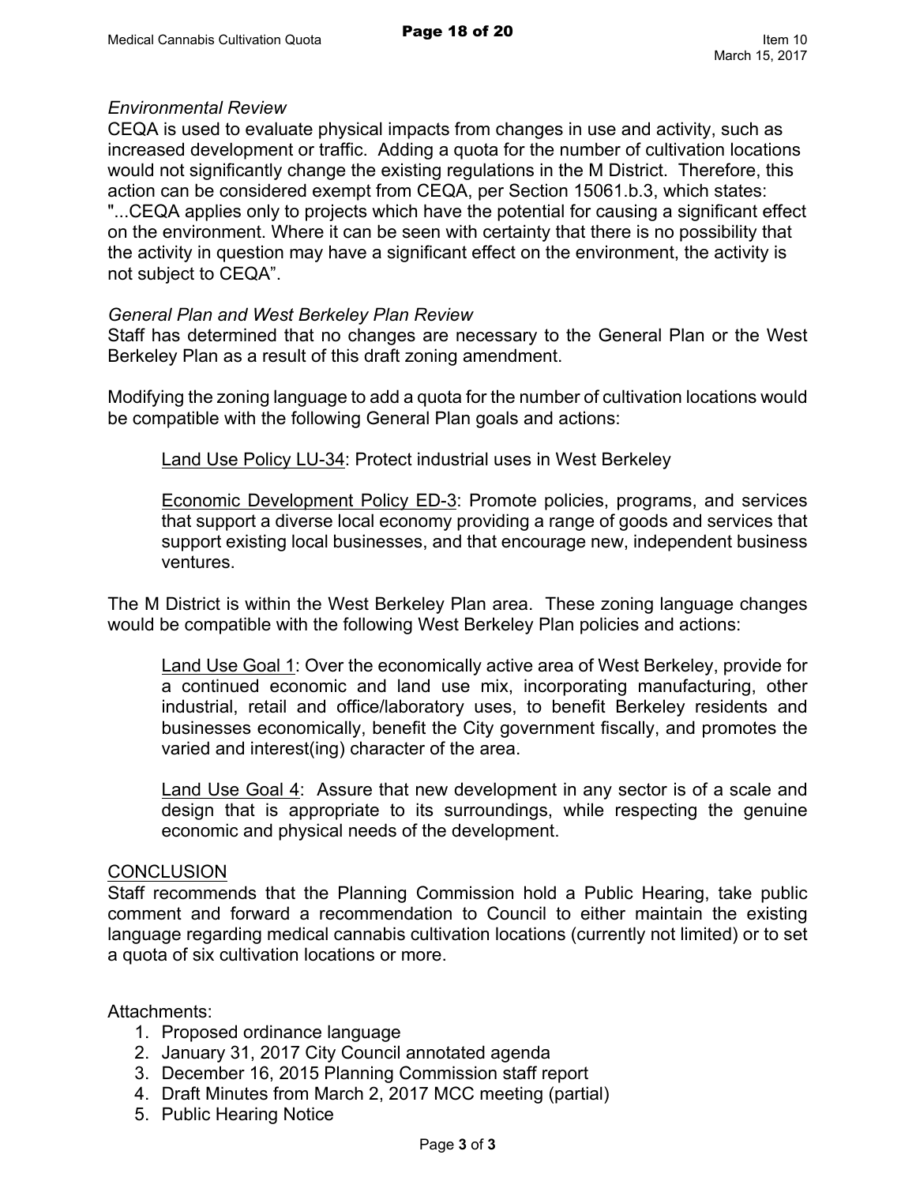*Environmental Review*

CEQA is used to evaluate physical impacts from changes in use and activity, such as increased development or traffic. Adding a quota for the number of cultivation locations would not significantly change the existing regulations in the M District. Therefore, this action can be considered exempt from CEQA, per Section 15061.b.3, which states: "...CEQA applies only to projects which have the potential for causing a significant effect on the environment. Where it can be seen with certainty that there is no possibility that the activity in question may have a significant effect on the environment, the activity is not subject to CEQA".

*General Plan and West Berkeley Plan Review*

Staff has determined that no changes are necessary to the General Plan or the West Berkeley Plan as a result of this draft zoning amendment.

Modifying the zoning language to add a quota for the number of cultivation locations would be compatible with the following General Plan goals and actions:

> Land Use Policy LU-34: Protect industrial uses in West Berkeley
>
> Economic Development Policy ED-3: Promote policies, programs, and services that support a diverse local economy providing a range of goods and services that support existing local businesses, and that encourage new, independent business ventures.

The M District is within the West Berkeley Plan area. These zoning language changes would be compatible with the following West Berkeley Plan policies and actions:

> Land Use Goal 1: Over the economically active area of West Berkeley, provide for a continued economic and land use mix, incorporating manufacturing, other industrial, retail and office/laboratory uses, to benefit Berkeley residents and businesses economically, benefit the City government fiscally, and promotes the varied and interest(ing) character of the area.
>
> Land Use Goal 4: Assure that new development in any sector is of a scale and design that is appropriate to its surroundings, while respecting the genuine economic and physical needs of the development.

## CONCLUSION

Staff recommends that the Planning Commission hold a Public Hearing, take public comment and forward a recommendation to Council to either maintain the existing language regarding medical cannabis cultivation locations (currently not limited) or to set a quota of six cultivation locations or more.

Attachments:

1. Proposed ordinance language
2. January 31, 2017 City Council annotated agenda
3. December 16, 2015 Planning Commission staff report
4. Draft Minutes from March 2, 2017 MCC meeting (partial)
5. Public Hearing Notice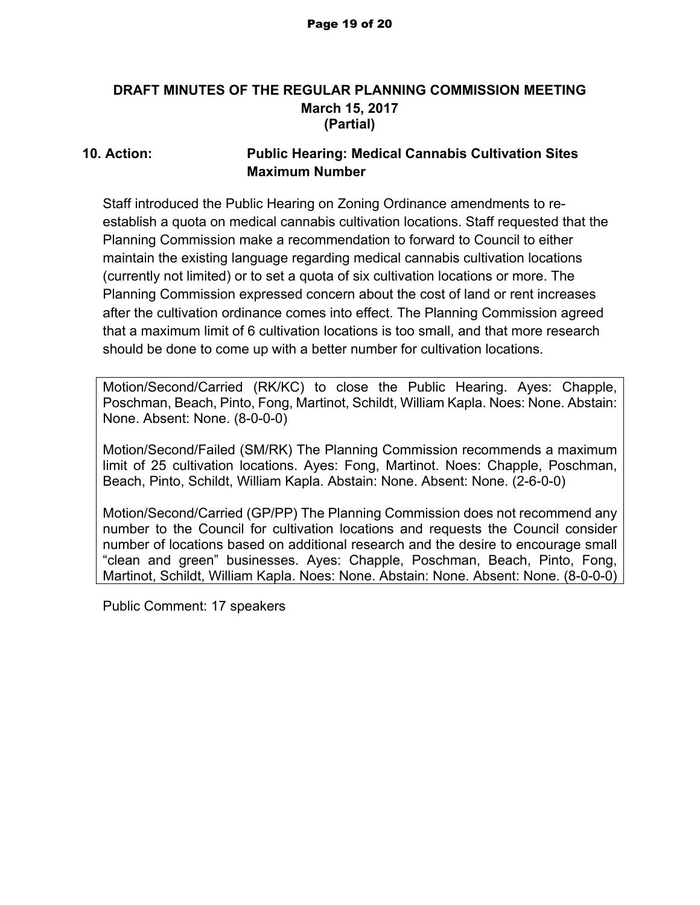**DRAFT MINUTES OF THE REGULAR PLANNING COMMISSION MEETING**
**March 15, 2017**
**(Partial)**

**10. Action: Public Hearing: Medical Cannabis Cultivation Sites Maximum Number**

Staff introduced the Public Hearing on Zoning Ordinance amendments to re-establish a quota on medical cannabis cultivation locations. Staff requested that the Planning Commission make a recommendation to forward to Council to either maintain the existing language regarding medical cannabis cultivation locations (currently not limited) or to set a quota of six cultivation locations or more. The Planning Commission expressed concern about the cost of land or rent increases after the cultivation ordinance comes into effect. The Planning Commission agreed that a maximum limit of 6 cultivation locations is too small, and that more research should be done to come up with a better number for cultivation locations.

Motion/Second/Carried (RK/KC) to close the Public Hearing. Ayes: Chapple, Poschman, Beach, Pinto, Fong, Martinot, Schildt, William Kapla. Noes: None. Abstain: None. Absent: None. (8-0-0-0)

Motion/Second/Failed (SM/RK) The Planning Commission recommends a maximum limit of 25 cultivation locations. Ayes: Fong, Martinot. Noes: Chapple, Poschman, Beach, Pinto, Schildt, William Kapla. Abstain: None. Absent: None. (2-6-0-0)

Motion/Second/Carried (GP/PP) The Planning Commission does not recommend any number to the Council for cultivation locations and requests the Council consider number of locations based on additional research and the desire to encourage small "clean and green" businesses. Ayes: Chapple, Poschman, Beach, Pinto, Fong, Martinot, Schildt, William Kapla. Noes: None. Abstain: None. Absent: None. (8-0-0-0)

Public Comment: 17 speakers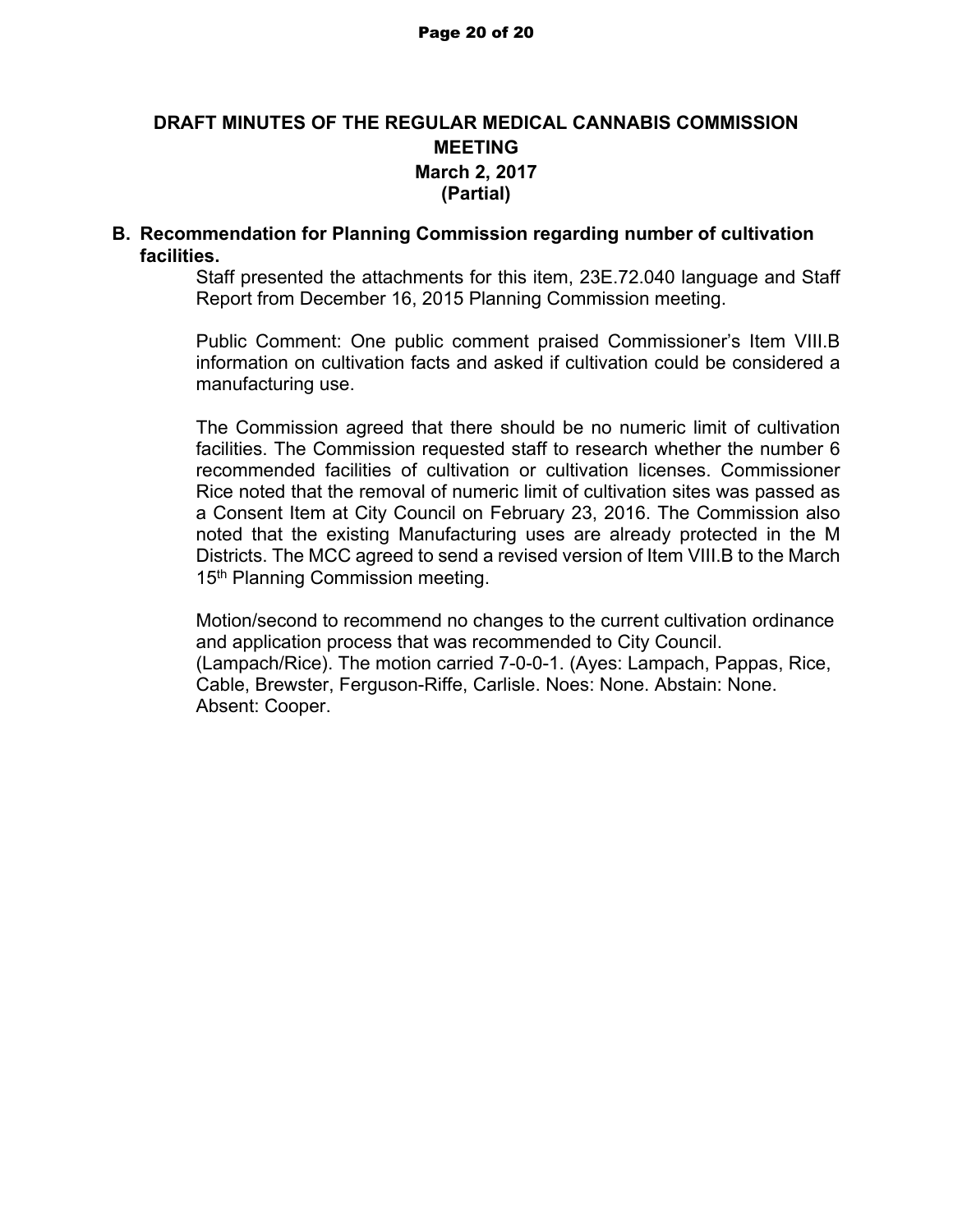# DRAFT MINUTES OF THE REGULAR MEDICAL CANNABIS COMMISSION MEETING

## March 2, 2017
## (Partial)

**B. Recommendation for Planning Commission regarding number of cultivation facilities.**

Staff presented the attachments for this item, 23E.72.040 language and Staff Report from December 16, 2015 Planning Commission meeting.

Public Comment: One public comment praised Commissioner's Item VIII.B information on cultivation facts and asked if cultivation could be considered a manufacturing use.

The Commission agreed that there should be no numeric limit of cultivation facilities. The Commission requested staff to research whether the number 6 recommended facilities of cultivation or cultivation licenses. Commissioner Rice noted that the removal of numeric limit of cultivation sites was passed as a Consent Item at City Council on February 23, 2016. The Commission also noted that the existing Manufacturing uses are already protected in the M Districts. The MCC agreed to send a revised version of Item VIII.B to the March 15th Planning Commission meeting.

Motion/second to recommend no changes to the current cultivation ordinance and application process that was recommended to City Council. (Lampach/Rice). The motion carried 7-0-0-1. (Ayes: Lampach, Pappas, Rice, Cable, Brewster, Ferguson-Riffe, Carlisle. Noes: None. Abstain: None. Absent: Cooper.